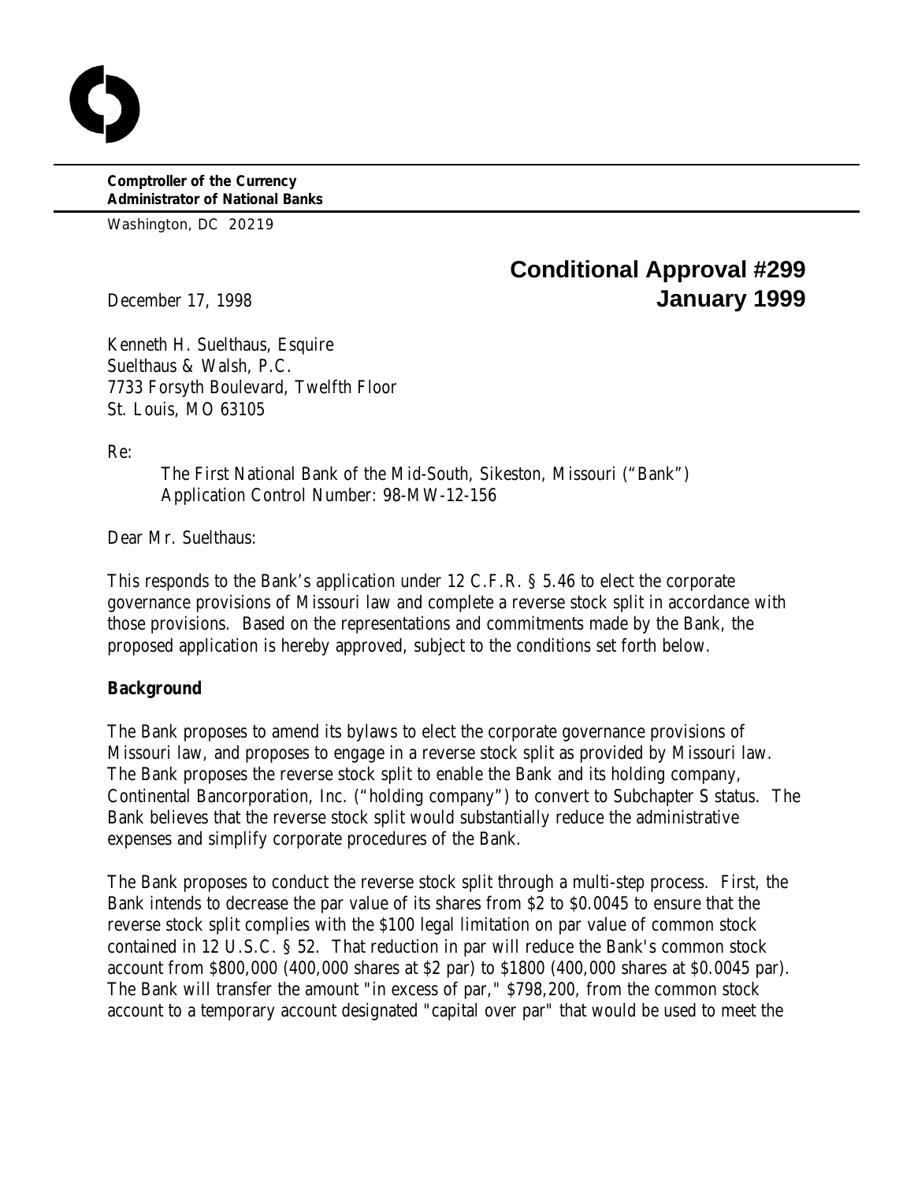**Comptroller of the Currency**
**Administrator of National Banks**

Washington, DC 20219

## Conditional Approval #299
## January 1999

December 17, 1998

Kenneth H. Suelthaus, Esquire
Suelthaus & Walsh, P.C.
7733 Forsyth Boulevard, Twelfth Floor
St. Louis, MO 63105

Re:

The First National Bank of the Mid-South, Sikeston, Missouri ("Bank")
Application Control Number: 98-MW-12-156

Dear Mr. Suelthaus:

This responds to the Bank's application under 12 C.F.R. § 5.46 to elect the corporate governance provisions of Missouri law and complete a reverse stock split in accordance with those provisions. Based on the representations and commitments made by the Bank, the proposed application is hereby approved, subject to the conditions set forth below.

**Background**

The Bank proposes to amend its bylaws to elect the corporate governance provisions of Missouri law, and proposes to engage in a reverse stock split as provided by Missouri law. The Bank proposes the reverse stock split to enable the Bank and its holding company, Continental Bancorporation, Inc. ("holding company") to convert to Subchapter S status. The Bank believes that the reverse stock split would substantially reduce the administrative expenses and simplify corporate procedures of the Bank.

The Bank proposes to conduct the reverse stock split through a multi-step process. First, the Bank intends to decrease the par value of its shares from $2 to $0.0045 to ensure that the reverse stock split complies with the $100 legal limitation on par value of common stock contained in 12 U.S.C. § 52. That reduction in par will reduce the Bank's common stock account from $800,000 (400,000 shares at $2 par) to $1800 (400,000 shares at $0.0045 par). The Bank will transfer the amount "in excess of par," $798,200, from the common stock account to a temporary account designated "capital over par" that would be used to meet the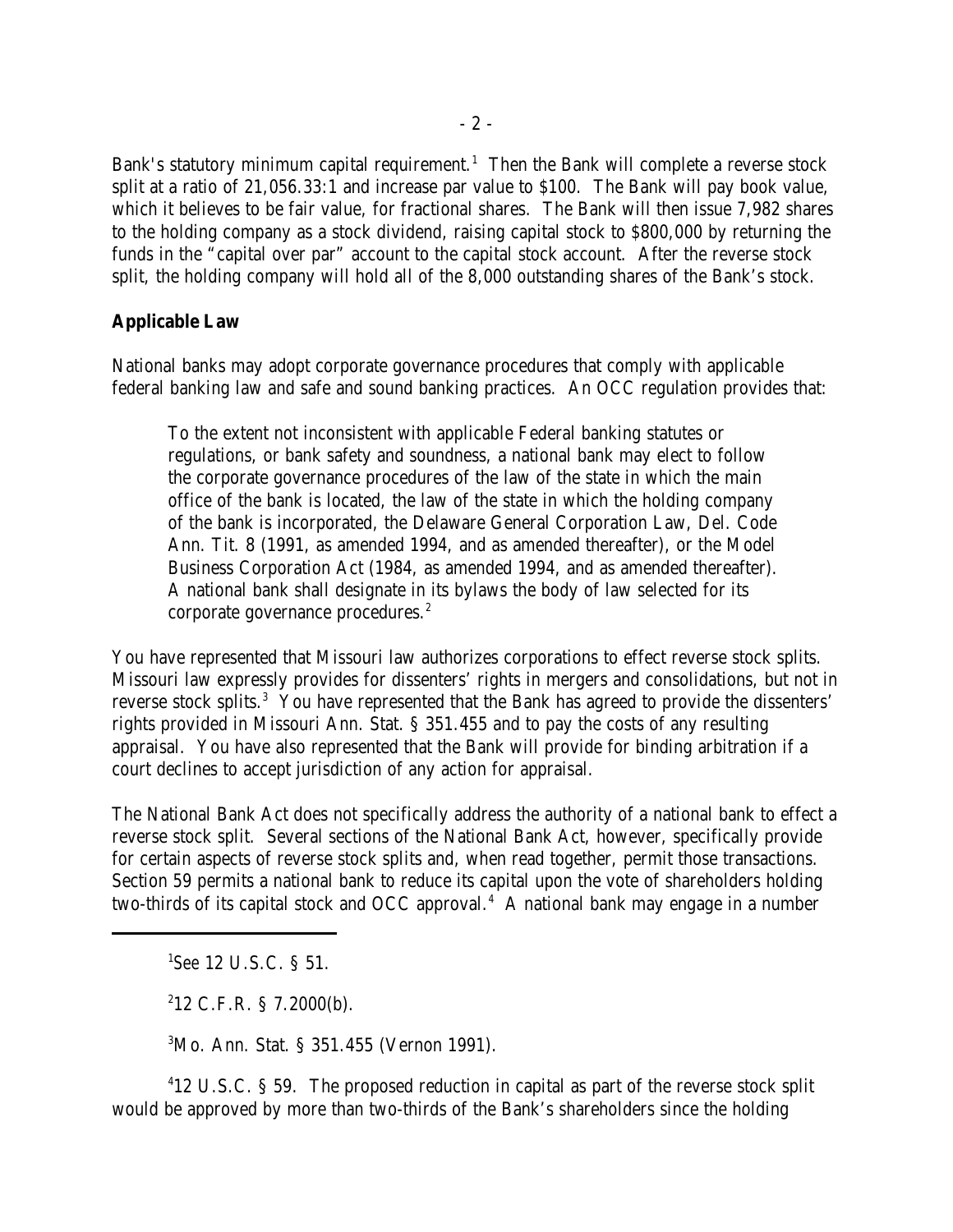Bank's statutory minimum capital requirement.[1] Then the Bank will complete a reverse stock split at a ratio of 21,056.33:1 and increase par value to $100. The Bank will pay book value, which it believes to be fair value, for fractional shares. The Bank will then issue 7,982 shares to the holding company as a stock dividend, raising capital stock to $800,000 by returning the funds in the "capital over par" account to the capital stock account. After the reverse stock split, the holding company will hold all of the 8,000 outstanding shares of the Bank's stock.

**Applicable Law**

National banks may adopt corporate governance procedures that comply with applicable federal banking law and safe and sound banking practices. An OCC regulation provides that:

> To the extent not inconsistent with applicable Federal banking statutes or regulations, or bank safety and soundness, a national bank may elect to follow the corporate governance procedures of the law of the state in which the main office of the bank is located, the law of the state in which the holding company of the bank is incorporated, the Delaware General Corporation Law, Del. Code Ann. Tit. 8 (1991, as amended 1994, and as amended thereafter), or the Model Business Corporation Act (1984, as amended 1994, and as amended thereafter). A national bank shall designate in its bylaws the body of law selected for its corporate governance procedures.[2]

You have represented that Missouri law authorizes corporations to effect reverse stock splits. Missouri law expressly provides for dissenters' rights in mergers and consolidations, but not in reverse stock splits.[3] You have represented that the Bank has agreed to provide the dissenters' rights provided in Missouri Ann. Stat. § 351.455 and to pay the costs of any resulting appraisal. You have also represented that the Bank will provide for binding arbitration if a court declines to accept jurisdiction of any action for appraisal.

The National Bank Act does not specifically address the authority of a national bank to effect a reverse stock split. Several sections of the National Bank Act, however, specifically provide for certain aspects of reverse stock splits and, when read together, permit those transactions. Section 59 permits a national bank to reduce its capital upon the vote of shareholders holding two-thirds of its capital stock and OCC approval.[4] A national bank may engage in a number

---

[1] See 12 U.S.C. § 51.

[2] 12 C.F.R. § 7.2000(b).

[3] Mo. Ann. Stat. § 351.455 (Vernon 1991).

[4] 12 U.S.C. § 59. The proposed reduction in capital as part of the reverse stock split would be approved by more than two-thirds of the Bank's shareholders since the holding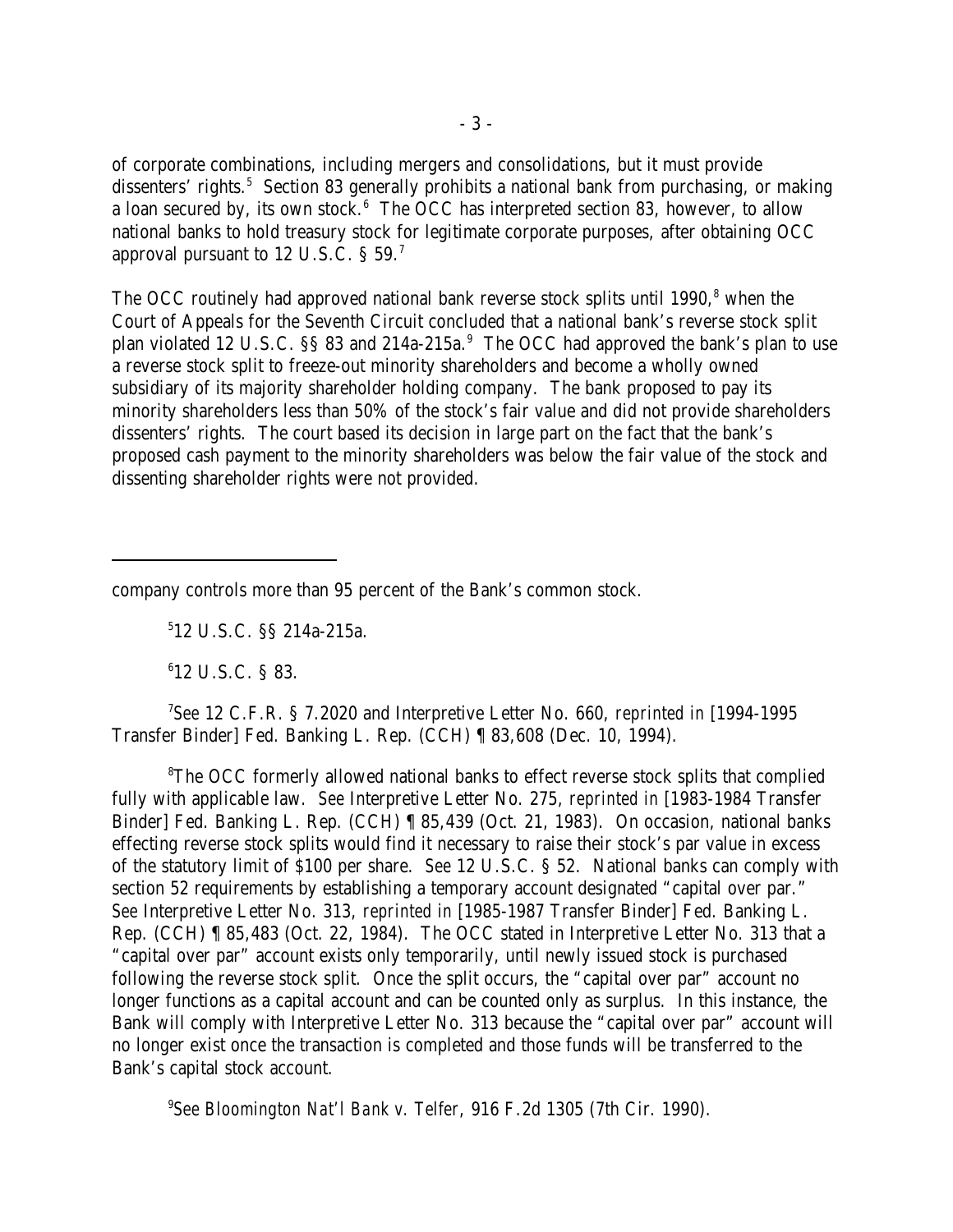of corporate combinations, including mergers and consolidations, but it must provide dissenters' rights.[5] Section 83 generally prohibits a national bank from purchasing, or making a loan secured by, its own stock.[6] The OCC has interpreted section 83, however, to allow national banks to hold treasury stock for legitimate corporate purposes, after obtaining OCC approval pursuant to 12 U.S.C. § 59.[7]

The OCC routinely had approved national bank reverse stock splits until 1990,[8] when the Court of Appeals for the Seventh Circuit concluded that a national bank's reverse stock split plan violated 12 U.S.C. §§ 83 and 214a-215a.[9] The OCC had approved the bank's plan to use a reverse stock split to freeze-out minority shareholders and become a wholly owned subsidiary of its majority shareholder holding company. The bank proposed to pay its minority shareholders less than 50% of the stock's fair value and did not provide shareholders dissenters' rights. The court based its decision in large part on the fact that the bank's proposed cash payment to the minority shareholders was below the fair value of the stock and dissenting shareholder rights were not provided.

---

company controls more than 95 percent of the Bank's common stock.

[5] 12 U.S.C. §§ 214a-215a.

[6] 12 U.S.C. § 83.

[7] *See* 12 C.F.R. § 7.2020 and Interpretive Letter No. 660, *reprinted in* [1994-1995 Transfer Binder] Fed. Banking L. Rep. (CCH) ¶ 83,608 (Dec. 10, 1994).

[8] The OCC formerly allowed national banks to effect reverse stock splits that complied fully with applicable law. *See* Interpretive Letter No. 275, *reprinted in* [1983-1984 Transfer Binder] Fed. Banking L. Rep. (CCH) ¶ 85,439 (Oct. 21, 1983). On occasion, national banks effecting reverse stock splits would find it necessary to raise their stock's par value in excess of the statutory limit of $100 per share. *See* 12 U.S.C. § 52. National banks can comply with section 52 requirements by establishing a temporary account designated "capital over par." *See* Interpretive Letter No. 313, *reprinted in* [1985-1987 Transfer Binder] Fed. Banking L. Rep. (CCH) ¶ 85,483 (Oct. 22, 1984). The OCC stated in Interpretive Letter No. 313 that a "capital over par" account exists only temporarily, until newly issued stock is purchased following the reverse stock split. Once the split occurs, the "capital over par" account no longer functions as a capital account and can be counted only as surplus. In this instance, the Bank will comply with Interpretive Letter No. 313 because the "capital over par" account will no longer exist once the transaction is completed and those funds will be transferred to the Bank's capital stock account.

[9] *See Bloomington Nat'l Bank v. Telfer*, 916 F.2d 1305 (7th Cir. 1990).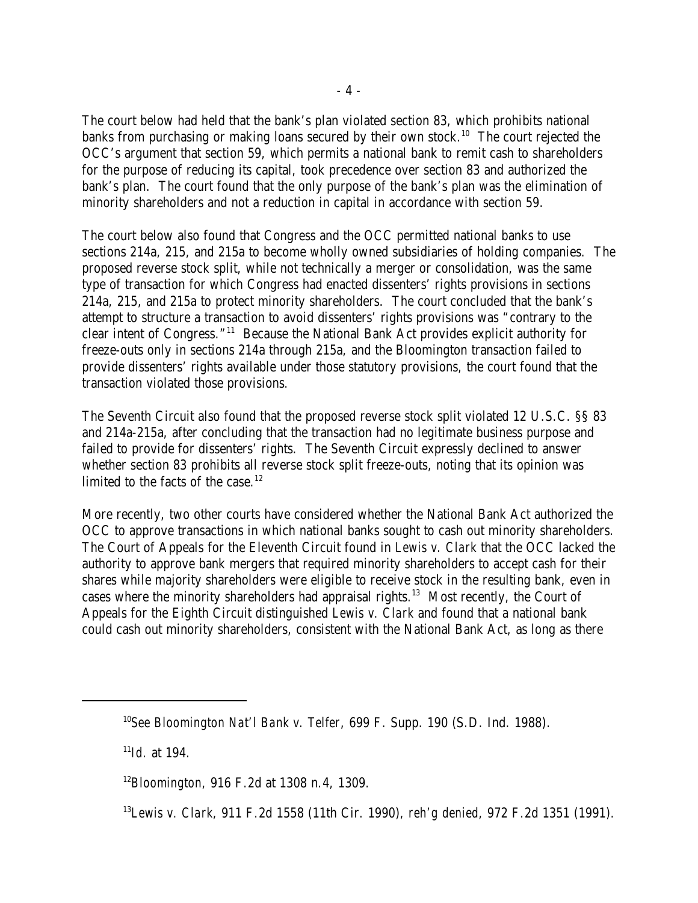The court below had held that the bank's plan violated section 83, which prohibits national banks from purchasing or making loans secured by their own stock.[10] The court rejected the OCC's argument that section 59, which permits a national bank to remit cash to shareholders for the purpose of reducing its capital, took precedence over section 83 and authorized the bank's plan. The court found that the only purpose of the bank's plan was the elimination of minority shareholders and not a reduction in capital in accordance with section 59.

The court below also found that Congress and the OCC permitted national banks to use sections 214a, 215, and 215a to become wholly owned subsidiaries of holding companies. The proposed reverse stock split, while not technically a merger or consolidation, was the same type of transaction for which Congress had enacted dissenters' rights provisions in sections 214a, 215, and 215a to protect minority shareholders. The court concluded that the bank's attempt to structure a transaction to avoid dissenters' rights provisions was "contrary to the clear intent of Congress."[11] Because the National Bank Act provides explicit authority for freeze-outs only in sections 214a through 215a, and the Bloomington transaction failed to provide dissenters' rights available under those statutory provisions, the court found that the transaction violated those provisions.

The Seventh Circuit also found that the proposed reverse stock split violated 12 U.S.C. §§ 83 and 214a-215a, after concluding that the transaction had no legitimate business purpose and failed to provide for dissenters' rights. The Seventh Circuit expressly declined to answer whether section 83 prohibits all reverse stock split freeze-outs, noting that its opinion was limited to the facts of the case.[12]

More recently, two other courts have considered whether the National Bank Act authorized the OCC to approve transactions in which national banks sought to cash out minority shareholders. The Court of Appeals for the Eleventh Circuit found in *Lewis v. Clark* that the OCC lacked the authority to approve bank mergers that required minority shareholders to accept cash for their shares while majority shareholders were eligible to receive stock in the resulting bank, even in cases where the minority shareholders had appraisal rights.[13] Most recently, the Court of Appeals for the Eighth Circuit distinguished *Lewis v. Clark* and found that a national bank could cash out minority shareholders, consistent with the National Bank Act, as long as there

---

[10]*See Bloomington Nat'l Bank v. Telfer*, 699 F. Supp. 190 (S.D. Ind. 1988).

[11]*Id.* at 194.

[12]*Bloomington*, 916 F.2d at 1308 n.4, 1309.

[13]*Lewis v. Clark*, 911 F.2d 1558 (11th Cir. 1990), *reh'g denied*, 972 F.2d 1351 (1991).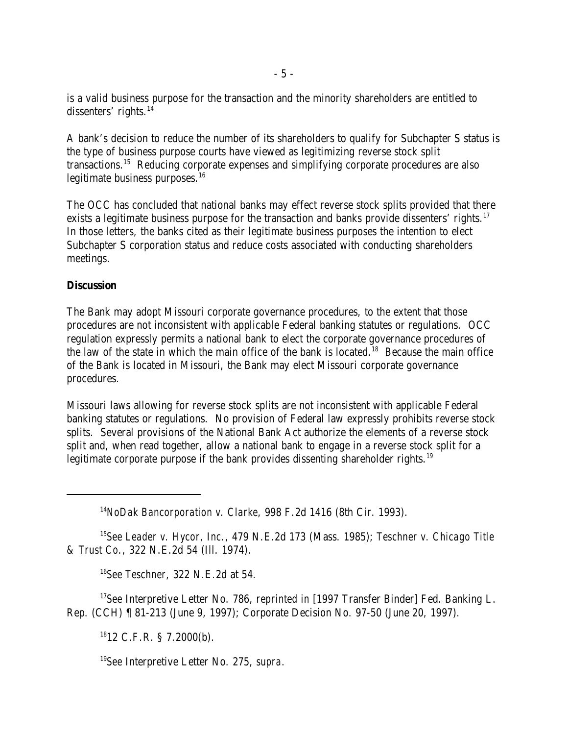is a valid business purpose for the transaction and the minority shareholders are entitled to dissenters' rights.[14]

A bank's decision to reduce the number of its shareholders to qualify for Subchapter S status is the type of business purpose courts have viewed as legitimizing reverse stock split transactions.[15] Reducing corporate expenses and simplifying corporate procedures are also legitimate business purposes.[16]

The OCC has concluded that national banks may effect reverse stock splits provided that there exists a legitimate business purpose for the transaction and banks provide dissenters' rights.[17] In those letters, the banks cited as their legitimate business purposes the intention to elect Subchapter S corporation status and reduce costs associated with conducting shareholders meetings.

**Discussion**

The Bank may adopt Missouri corporate governance procedures, to the extent that those procedures are not inconsistent with applicable Federal banking statutes or regulations. OCC regulation expressly permits a national bank to elect the corporate governance procedures of the law of the state in which the main office of the bank is located.[18] Because the main office of the Bank is located in Missouri, the Bank may elect Missouri corporate governance procedures.

Missouri laws allowing for reverse stock splits are not inconsistent with applicable Federal banking statutes or regulations. No provision of Federal law expressly prohibits reverse stock splits. Several provisions of the National Bank Act authorize the elements of a reverse stock split and, when read together, allow a national bank to engage in a reverse stock split for a legitimate corporate purpose if the bank provides dissenting shareholder rights.[19]

---

[14] *NoDak Bancorporation v. Clarke*, 998 F.2d 1416 (8th Cir. 1993).

[15] *See Leader v. Hycor, Inc.*, 479 N.E.2d 173 (Mass. 1985); *Teschner v. Chicago Title & Trust Co.*, 322 N.E.2d 54 (Ill. 1974).

[16] *See Teschner*, 322 N.E.2d at 54.

[17] *See* Interpretive Letter No. 786, *reprinted in* [1997 Transfer Binder] Fed. Banking L. Rep. (CCH) ¶ 81-213 (June 9, 1997); Corporate Decision No. 97-50 (June 20, 1997).

[18] 12 C.F.R. § 7.2000(b).

[19] *See* Interpretive Letter No. 275, *supra*.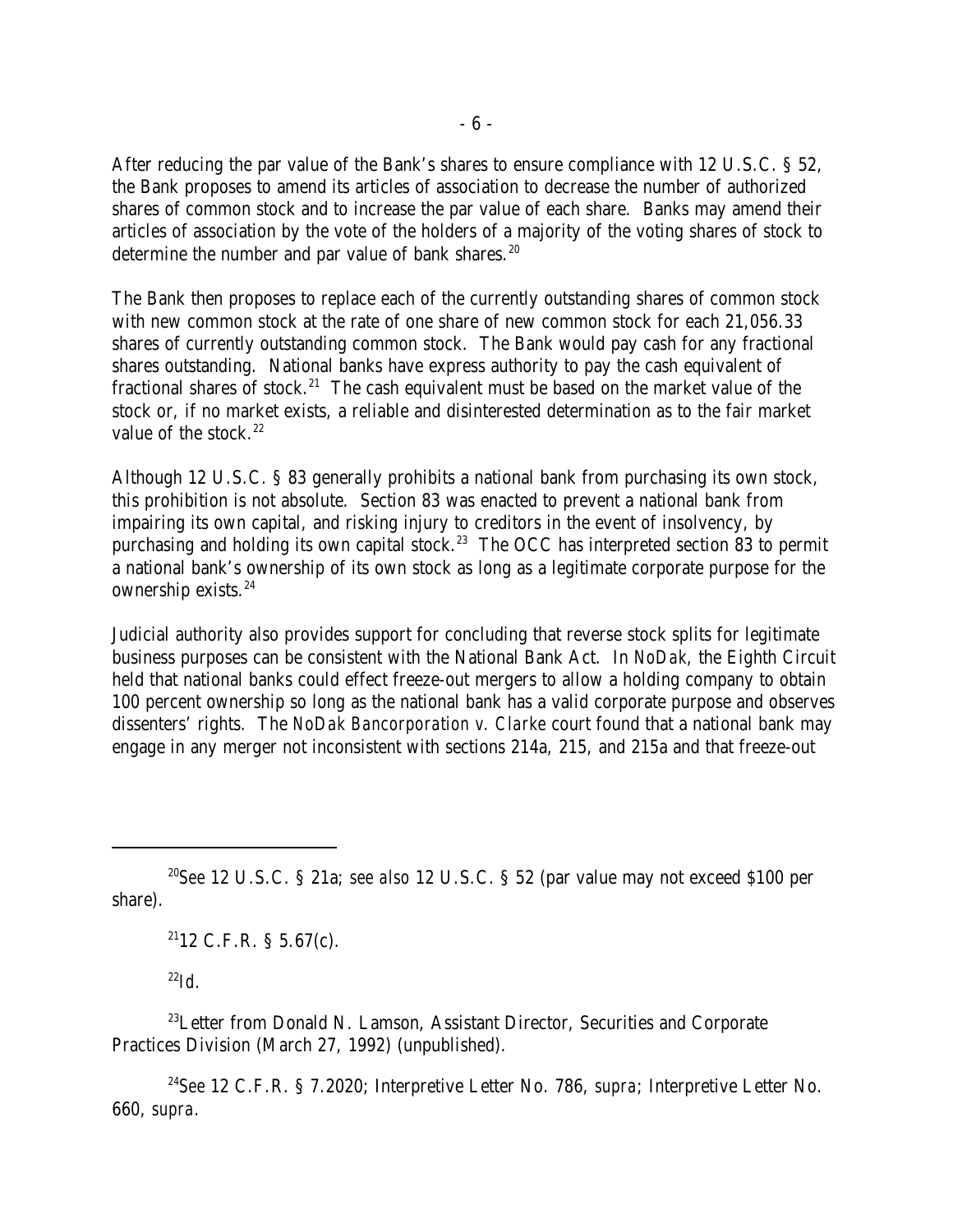After reducing the par value of the Bank's shares to ensure compliance with 12 U.S.C. § 52, the Bank proposes to amend its articles of association to decrease the number of authorized shares of common stock and to increase the par value of each share. Banks may amend their articles of association by the vote of the holders of a majority of the voting shares of stock to determine the number and par value of bank shares.[20]

The Bank then proposes to replace each of the currently outstanding shares of common stock with new common stock at the rate of one share of new common stock for each 21,056.33 shares of currently outstanding common stock. The Bank would pay cash for any fractional shares outstanding. National banks have express authority to pay the cash equivalent of fractional shares of stock.[21] The cash equivalent must be based on the market value of the stock or, if no market exists, a reliable and disinterested determination as to the fair market value of the stock.[22]

Although 12 U.S.C. § 83 generally prohibits a national bank from purchasing its own stock, this prohibition is not absolute. Section 83 was enacted to prevent a national bank from impairing its own capital, and risking injury to creditors in the event of insolvency, by purchasing and holding its own capital stock.[23] The OCC has interpreted section 83 to permit a national bank's ownership of its own stock as long as a legitimate corporate purpose for the ownership exists.[24]

Judicial authority also provides support for concluding that reverse stock splits for legitimate business purposes can be consistent with the National Bank Act. In *NoDak*, the Eighth Circuit held that national banks could effect freeze-out mergers to allow a holding company to obtain 100 percent ownership so long as the national bank has a valid corporate purpose and observes dissenters' rights. The *NoDak Bancorporation v. Clarke* court found that a national bank may engage in any merger not inconsistent with sections 214a, 215, and 215a and that freeze-out

---

[20] *See* 12 U.S.C. § 21a; *see also* 12 U.S.C. § 52 (par value may not exceed $100 per share).

[21] 12 C.F.R. § 5.67(c).

[22] *Id.*

[23] Letter from Donald N. Lamson, Assistant Director, Securities and Corporate Practices Division (March 27, 1992) (unpublished).

[24] *See* 12 C.F.R. § 7.2020; Interpretive Letter No. 786, *supra*; Interpretive Letter No. 660, *supra*.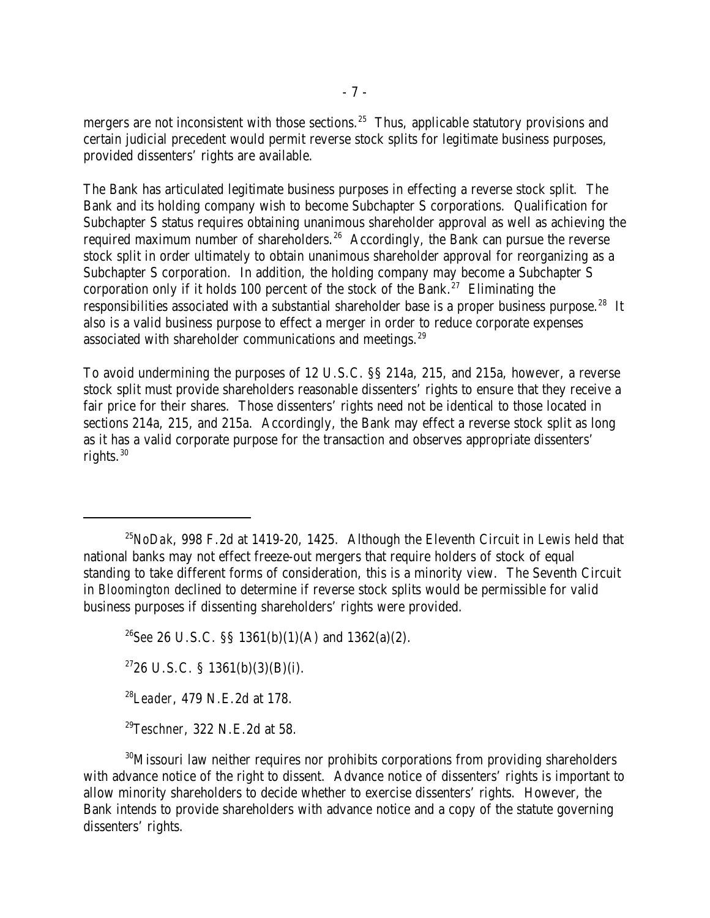mergers are not inconsistent with those sections.[25] Thus, applicable statutory provisions and certain judicial precedent would permit reverse stock splits for legitimate business purposes, provided dissenters' rights are available.

The Bank has articulated legitimate business purposes in effecting a reverse stock split. The Bank and its holding company wish to become Subchapter S corporations. Qualification for Subchapter S status requires obtaining unanimous shareholder approval as well as achieving the required maximum number of shareholders.[26] Accordingly, the Bank can pursue the reverse stock split in order ultimately to obtain unanimous shareholder approval for reorganizing as a Subchapter S corporation. In addition, the holding company may become a Subchapter S corporation only if it holds 100 percent of the stock of the Bank.[27] Eliminating the responsibilities associated with a substantial shareholder base is a proper business purpose.[28] It also is a valid business purpose to effect a merger in order to reduce corporate expenses associated with shareholder communications and meetings.[29]

To avoid undermining the purposes of 12 U.S.C. §§ 214a, 215, and 215a, however, a reverse stock split must provide shareholders reasonable dissenters' rights to ensure that they receive a fair price for their shares. Those dissenters' rights need not be identical to those located in sections 214a, 215, and 215a. Accordingly, the Bank may effect a reverse stock split as long as it has a valid corporate purpose for the transaction and observes appropriate dissenters' rights.[30]

---

[25] *NoDak*, 998 F.2d at 1419-20, 1425. Although the Eleventh Circuit in *Lewis* held that national banks may not effect freeze-out mergers that require holders of stock of equal standing to take different forms of consideration, this is a minority view. The Seventh Circuit in *Bloomington* declined to determine if reverse stock splits would be permissible for valid business purposes if dissenting shareholders' rights were provided.

[26] *See* 26 U.S.C. §§ 1361(b)(1)(A) and 1362(a)(2).

[27] 26 U.S.C. § 1361(b)(3)(B)(i).

[28] *Leader*, 479 N.E.2d at 178.

[29] *Teschner*, 322 N.E.2d at 58.

[30] Missouri law neither requires nor prohibits corporations from providing shareholders with advance notice of the right to dissent. Advance notice of dissenters' rights is important to allow minority shareholders to decide whether to exercise dissenters' rights. However, the Bank intends to provide shareholders with advance notice and a copy of the statute governing dissenters' rights.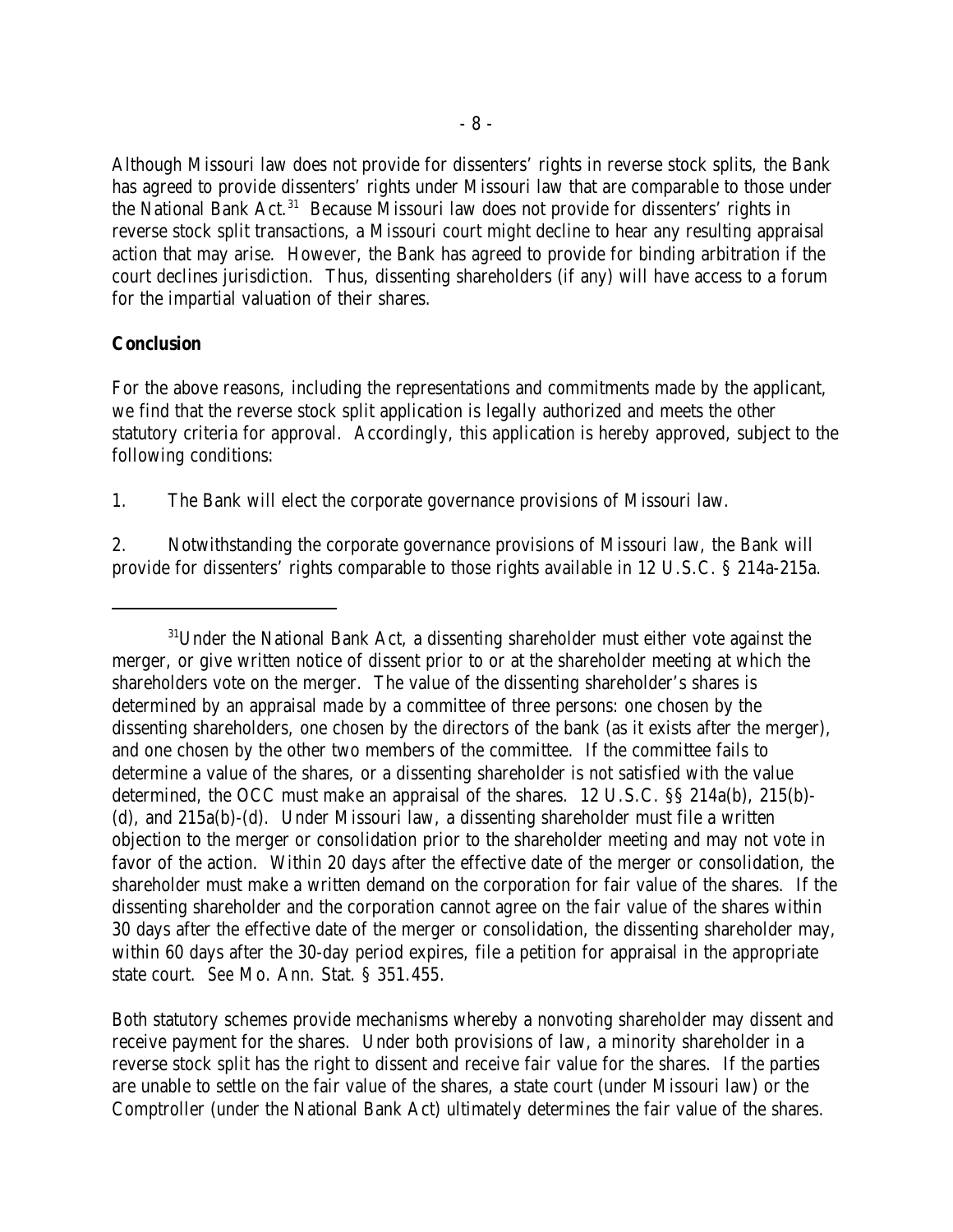Although Missouri law does not provide for dissenters' rights in reverse stock splits, the Bank has agreed to provide dissenters' rights under Missouri law that are comparable to those under the National Bank Act.[31] Because Missouri law does not provide for dissenters' rights in reverse stock split transactions, a Missouri court might decline to hear any resulting appraisal action that may arise. However, the Bank has agreed to provide for binding arbitration if the court declines jurisdiction. Thus, dissenting shareholders (if any) will have access to a forum for the impartial valuation of their shares.

## Conclusion

For the above reasons, including the representations and commitments made by the applicant, we find that the reverse stock split application is legally authorized and meets the other statutory criteria for approval. Accordingly, this application is hereby approved, subject to the following conditions:

1. The Bank will elect the corporate governance provisions of Missouri law.

2. Notwithstanding the corporate governance provisions of Missouri law, the Bank will provide for dissenters' rights comparable to those rights available in 12 U.S.C. § 214a-215a.

---

[31] Under the National Bank Act, a dissenting shareholder must either vote against the merger, or give written notice of dissent prior to or at the shareholder meeting at which the shareholders vote on the merger. The value of the dissenting shareholder's shares is determined by an appraisal made by a committee of three persons: one chosen by the dissenting shareholders, one chosen by the directors of the bank (as it exists after the merger), and one chosen by the other two members of the committee. If the committee fails to determine a value of the shares, or a dissenting shareholder is not satisfied with the value determined, the OCC must make an appraisal of the shares. 12 U.S.C. §§ 214a(b), 215(b)-(d), and 215a(b)-(d). Under Missouri law, a dissenting shareholder must file a written objection to the merger or consolidation prior to the shareholder meeting and may not vote in favor of the action. Within 20 days after the effective date of the merger or consolidation, the shareholder must make a written demand on the corporation for fair value of the shares. If the dissenting shareholder and the corporation cannot agree on the fair value of the shares within 30 days after the effective date of the merger or consolidation, the dissenting shareholder may, within 60 days after the 30-day period expires, file a petition for appraisal in the appropriate state court. *See* Mo. Ann. Stat. § 351.455.

Both statutory schemes provide mechanisms whereby a nonvoting shareholder may dissent and receive payment for the shares. Under both provisions of law, a minority shareholder in a reverse stock split has the right to dissent and receive fair value for the shares. If the parties are unable to settle on the fair value of the shares, a state court (under Missouri law) or the Comptroller (under the National Bank Act) ultimately determines the fair value of the shares.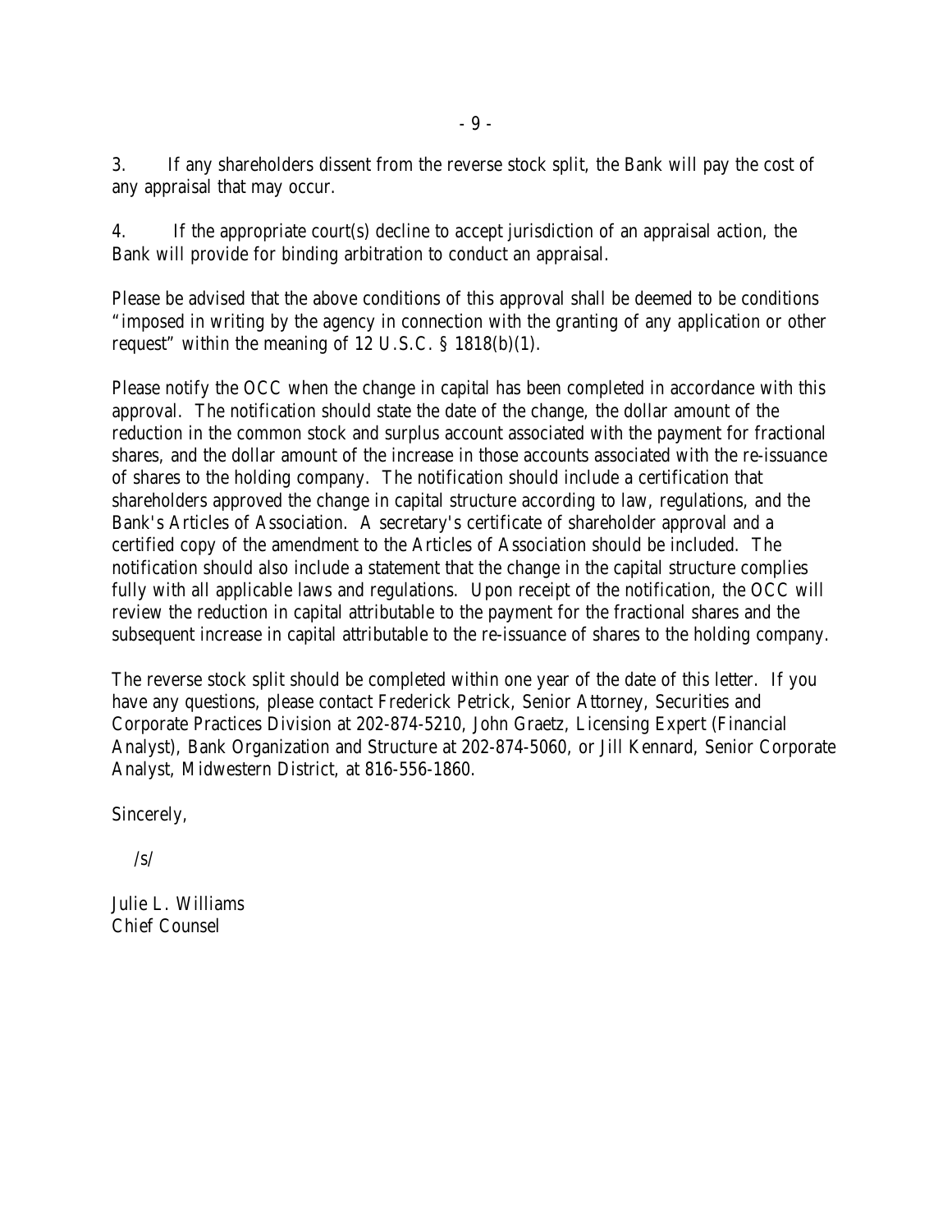3. If any shareholders dissent from the reverse stock split, the Bank will pay the cost of any appraisal that may occur.

4. If the appropriate court(s) decline to accept jurisdiction of an appraisal action, the Bank will provide for binding arbitration to conduct an appraisal.

Please be advised that the above conditions of this approval shall be deemed to be conditions "imposed in writing by the agency in connection with the granting of any application or other request" within the meaning of 12 U.S.C. § 1818(b)(1).

Please notify the OCC when the change in capital has been completed in accordance with this approval. The notification should state the date of the change, the dollar amount of the reduction in the common stock and surplus account associated with the payment for fractional shares, and the dollar amount of the increase in those accounts associated with the re-issuance of shares to the holding company. The notification should include a certification that shareholders approved the change in capital structure according to law, regulations, and the Bank's Articles of Association. A secretary's certificate of shareholder approval and a certified copy of the amendment to the Articles of Association should be included. The notification should also include a statement that the change in the capital structure complies fully with all applicable laws and regulations. Upon receipt of the notification, the OCC will review the reduction in capital attributable to the payment for the fractional shares and the subsequent increase in capital attributable to the re-issuance of shares to the holding company.

The reverse stock split should be completed within one year of the date of this letter. If you have any questions, please contact Frederick Petrick, Senior Attorney, Securities and Corporate Practices Division at 202-874-5210, John Graetz, Licensing Expert (Financial Analyst), Bank Organization and Structure at 202-874-5060, or Jill Kennard, Senior Corporate Analyst, Midwestern District, at 816-556-1860.

Sincerely,

/s/

Julie L. Williams
Chief Counsel